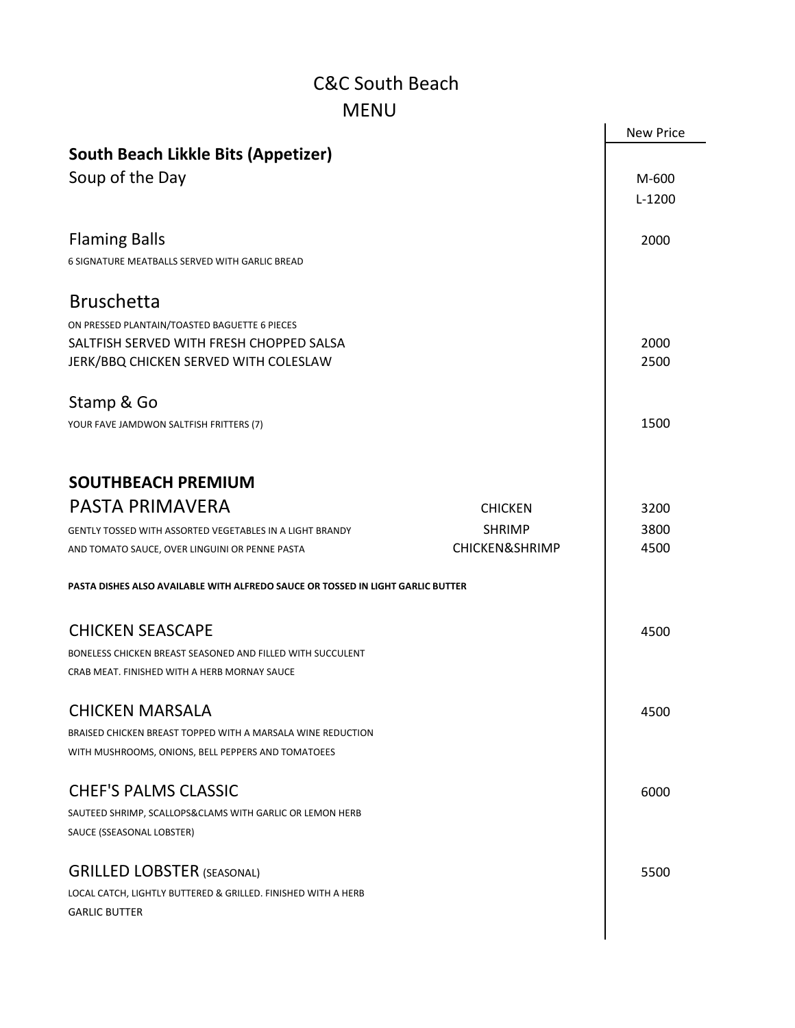# C&C South Beach

## MENU

| | | New Price |
|---|---|---|
| **South Beach Likkle Bits (Appetizer)** | | |
| Soup of the Day | | M-600<br>L-1200 |
| Flaming Balls<br>6 SIGNATURE MEATBALLS SERVED WITH GARLIC BREAD | | 2000 |
| Bruschetta<br>ON PRESSED PLANTAIN/TOASTED BAGUETTE 6 PIECES | | |
| SALTFISH SERVED WITH FRESH CHOPPED SALSA | | 2000 |
| JERK/BBQ CHICKEN SERVED WITH COLESLAW | | 2500 |
| Stamp & Go<br>YOUR FAVE JAMDWON SALTFISH FRITTERS (7) | | 1500 |
| **SOUTHBEACH PREMIUM** | | |
| PASTA PRIMAVERA | CHICKEN | 3200 |
| GENTLY TOSSED WITH ASSORTED VEGETABLES IN A LIGHT BRANDY | SHRIMP | 3800 |
| AND TOMATO SAUCE, OVER LINGUINI OR PENNE PASTA | CHICKEN&SHRIMP | 4500 |
| **PASTA DISHES ALSO AVAILABLE WITH ALFREDO SAUCE OR TOSSED IN LIGHT GARLIC BUTTER** | | |
| CHICKEN SEASCAPE<br>BONELESS CHICKEN BREAST SEASONED AND FILLED WITH SUCCULENT CRAB MEAT. FINISHED WITH A HERB MORNAY SAUCE | | 4500 |
| CHICKEN MARSALA<br>BRAISED CHICKEN BREAST TOPPED WITH A MARSALA WINE REDUCTION WITH MUSHROOMS, ONIONS, BELL PEPPERS AND TOMATOEES | | 4500 |
| CHEF'S PALMS CLASSIC<br>SAUTEED SHRIMP, SCALLOPS&CLAMS WITH GARLIC OR LEMON HERB SAUCE (SSEASONAL LOBSTER) | | 6000 |
| GRILLED LOBSTER (SEASONAL)<br>LOCAL CATCH, LIGHTLY BUTTERED & GRILLED. FINISHED WITH A HERB GARLIC BUTTER | | 5500 |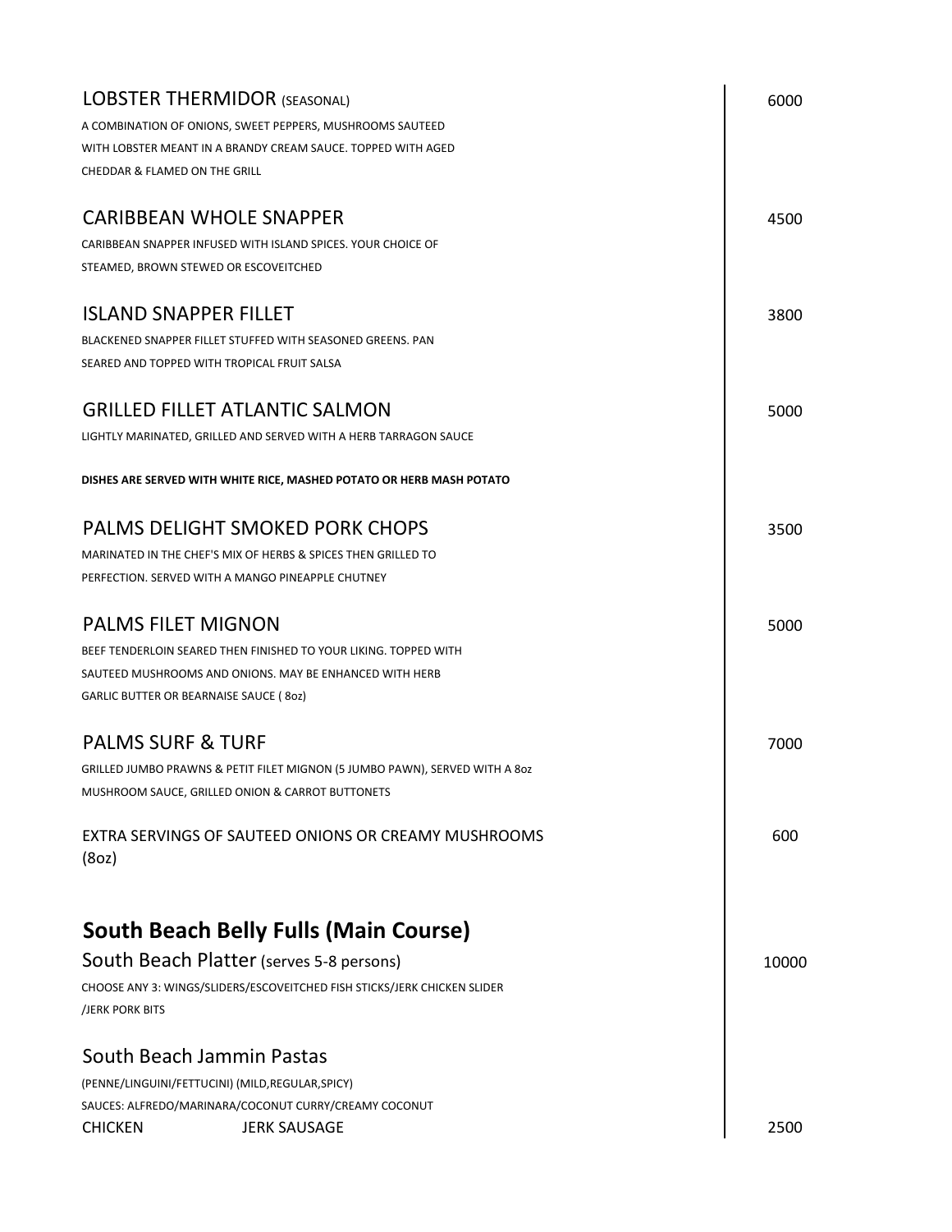### LOBSTER THERMIDOR (SEASONAL) — 6000

A COMBINATION OF ONIONS, SWEET PEPPERS, MUSHROOMS SAUTEED WITH LOBSTER MEANT IN A BRANDY CREAM SAUCE. TOPPED WITH AGED CHEDDAR & FLAMED ON THE GRILL

### CARIBBEAN WHOLE SNAPPER — 4500

CARIBBEAN SNAPPER INFUSED WITH ISLAND SPICES. YOUR CHOICE OF STEAMED, BROWN STEWED OR ESCOVEITCHED

### ISLAND SNAPPER FILLET — 3800

BLACKENED SNAPPER FILLET STUFFED WITH SEASONED GREENS. PAN SEARED AND TOPPED WITH TROPICAL FRUIT SALSA

### GRILLED FILLET ATLANTIC SALMON — 5000

LIGHTLY MARINATED, GRILLED AND SERVED WITH A HERB TARRAGON SAUCE

**DISHES ARE SERVED WITH WHITE RICE, MASHED POTATO OR HERB MASH POTATO**

### PALMS DELIGHT SMOKED PORK CHOPS — 3500

MARINATED IN THE CHEF'S MIX OF HERBS & SPICES THEN GRILLED TO PERFECTION. SERVED WITH A MANGO PINEAPPLE CHUTNEY

### PALMS FILET MIGNON — 5000

BEEF TENDERLOIN SEARED THEN FINISHED TO YOUR LIKING. TOPPED WITH SAUTEED MUSHROOMS AND ONIONS. MAY BE ENHANCED WITH HERB GARLIC BUTTER OR BEARNAISE SAUCE ( 8oz)

### PALMS SURF & TURF — 7000

GRILLED JUMBO PRAWNS & PETIT FILET MIGNON (5 JUMBO PAWN), SERVED WITH A 8oz MUSHROOM SAUCE, GRILLED ONION & CARROT BUTTONETS

EXTRA SERVINGS OF SAUTEED ONIONS OR CREAMY MUSHROOMS (8oz) — 600

## South Beach Belly Fulls (Main Course)

### South Beach Platter (serves 5-8 persons) — 10000

CHOOSE ANY 3: WINGS/SLIDERS/ESCOVEITCHED FISH STICKS/JERK CHICKEN SLIDER /JERK PORK BITS

### South Beach Jammin Pastas

(PENNE/LINGUINI/FETTUCINI) (MILD,REGULAR,SPICY)

SAUCES: ALFREDO/MARINARA/COCONUT CURRY/CREAMY COCONUT

CHICKEN JERK SAUSAGE — 2500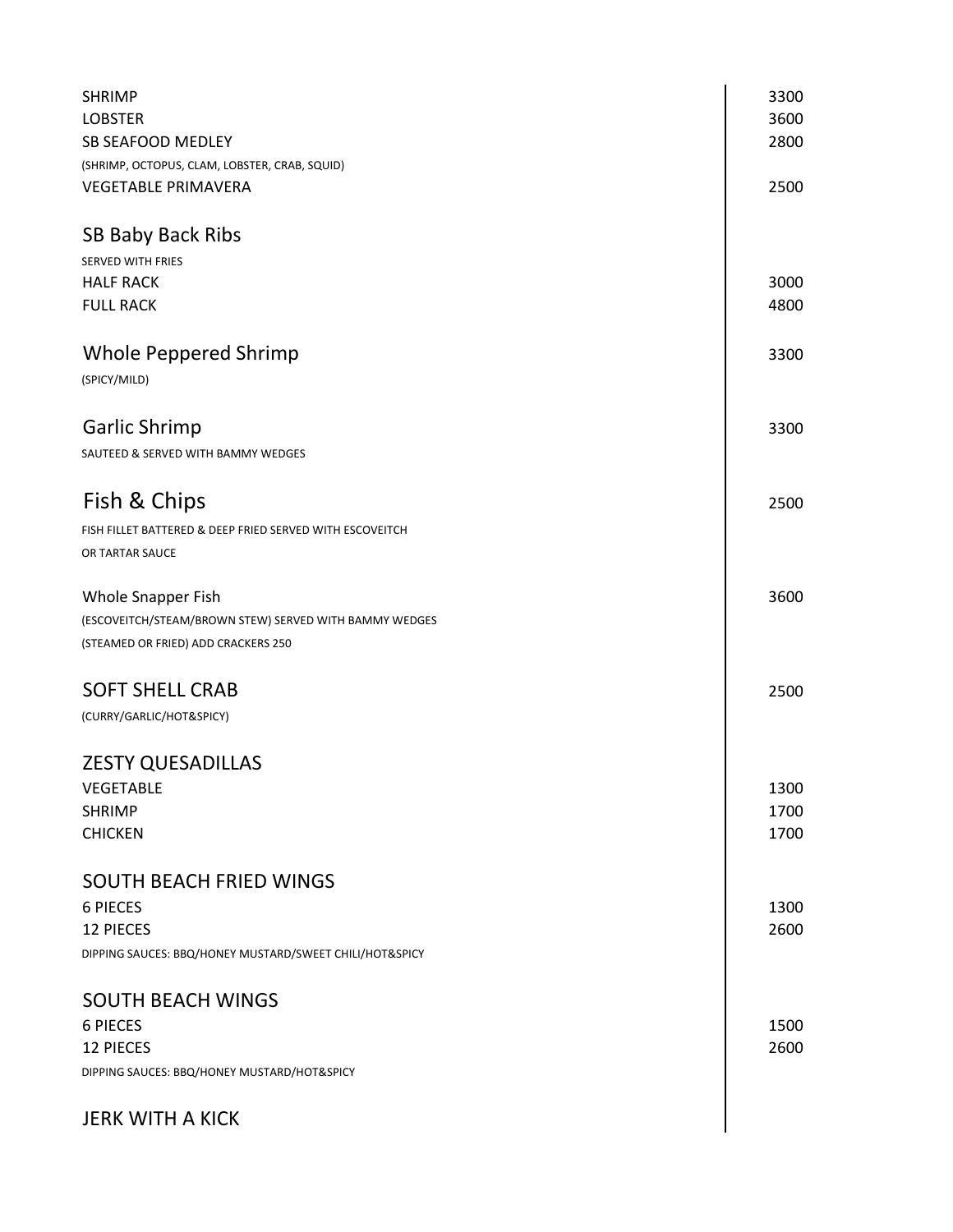| | |
|---|---|
| SHRIMP | 3300 |
| LOBSTER | 3600 |
| SB SEAFOOD MEDLEY | 2800 |
| (SHRIMP, OCTOPUS, CLAM, LOBSTER, CRAB, SQUID) | |
| VEGETABLE PRIMAVERA | 2500 |

## SB Baby Back Ribs

SERVED WITH FRIES

| | |
|---|---|
| HALF RACK | 3000 |
| FULL RACK | 4800 |

## Whole Peppered Shrimp — 3300

(SPICY/MILD)

## Garlic Shrimp — 3300

SAUTEED & SERVED WITH BAMMY WEDGES

## Fish & Chips — 2500

FISH FILLET BATTERED & DEEP FRIED SERVED WITH ESCOVEITCH OR TARTAR SAUCE

### Whole Snapper Fish — 3600

(ESCOVEITCH/STEAM/BROWN STEW) SERVED WITH BAMMY WEDGES
(STEAMED OR FRIED) ADD CRACKERS 250

## SOFT SHELL CRAB — 2500

(CURRY/GARLIC/HOT&SPICY)

## ZESTY QUESADILLAS

| | |
|---|---|
| VEGETABLE | 1300 |
| SHRIMP | 1700 |
| CHICKEN | 1700 |

## SOUTH BEACH FRIED WINGS

| | |
|---|---|
| 6 PIECES | 1300 |
| 12 PIECES | 2600 |

DIPPING SAUCES: BBQ/HONEY MUSTARD/SWEET CHILI/HOT&SPICY

## SOUTH BEACH WINGS

| | |
|---|---|
| 6 PIECES | 1500 |
| 12 PIECES | 2600 |

DIPPING SAUCES: BBQ/HONEY MUSTARD/HOT&SPICY

## JERK WITH A KICK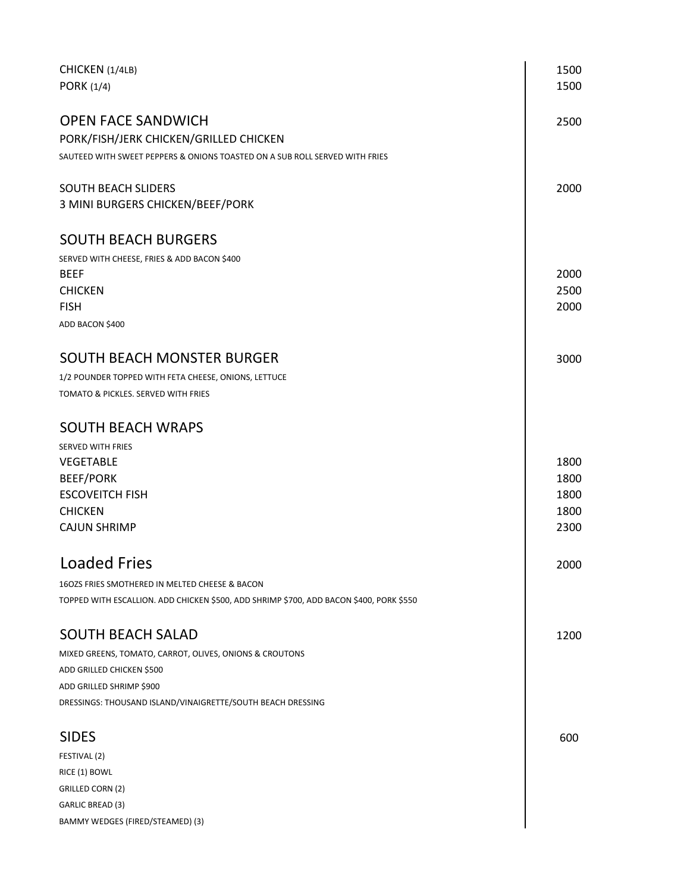CHICKEN (1/4LB) 1500
PORK (1/4) 1500

## OPEN FACE SANDWICH — 2500

PORK/FISH/JERK CHICKEN/GRILLED CHICKEN

SAUTEED WITH SWEET PEPPERS & ONIONS TOASTED ON A SUB ROLL SERVED WITH FRIES

SOUTH BEACH SLIDERS — 2000

3 MINI BURGERS CHICKEN/BEEF/PORK

## SOUTH BEACH BURGERS

SERVED WITH CHEESE, FRIES & ADD BACON $400

| Item | Price |
|---|---|
| BEEF | 2000 |
| CHICKEN | 2500 |
| FISH | 2000 |

ADD BACON $400

## SOUTH BEACH MONSTER BURGER — 3000

1/2 POUNDER TOPPED WITH FETA CHEESE, ONIONS, LETTUCE
TOMATO & PICKLES. SERVED WITH FRIES

## SOUTH BEACH WRAPS

SERVED WITH FRIES

| Item | Price |
|---|---|
| VEGETABLE | 1800 |
| BEEF/PORK | 1800 |
| ESCOVEITCH FISH | 1800 |
| CHICKEN | 1800 |
| CAJUN SHRIMP | 2300 |

## Loaded Fries — 2000

16OZS FRIES SMOTHERED IN MELTED CHEESE & BACON
TOPPED WITH ESCALLION. ADD CHICKEN $500, ADD SHRIMP $700, ADD BACON $400, PORK $550

## SOUTH BEACH SALAD — 1200

MIXED GREENS, TOMATO, CARROT, OLIVES, ONIONS & CROUTONS
ADD GRILLED CHICKEN $500
ADD GRILLED SHRIMP $900
DRESSINGS: THOUSAND ISLAND/VINAIGRETTE/SOUTH BEACH DRESSING

## SIDES — 600

FESTIVAL (2)
RICE (1) BOWL
GRILLED CORN (2)
GARLIC BREAD (3)
BAMMY WEDGES (FIRED/STEAMED) (3)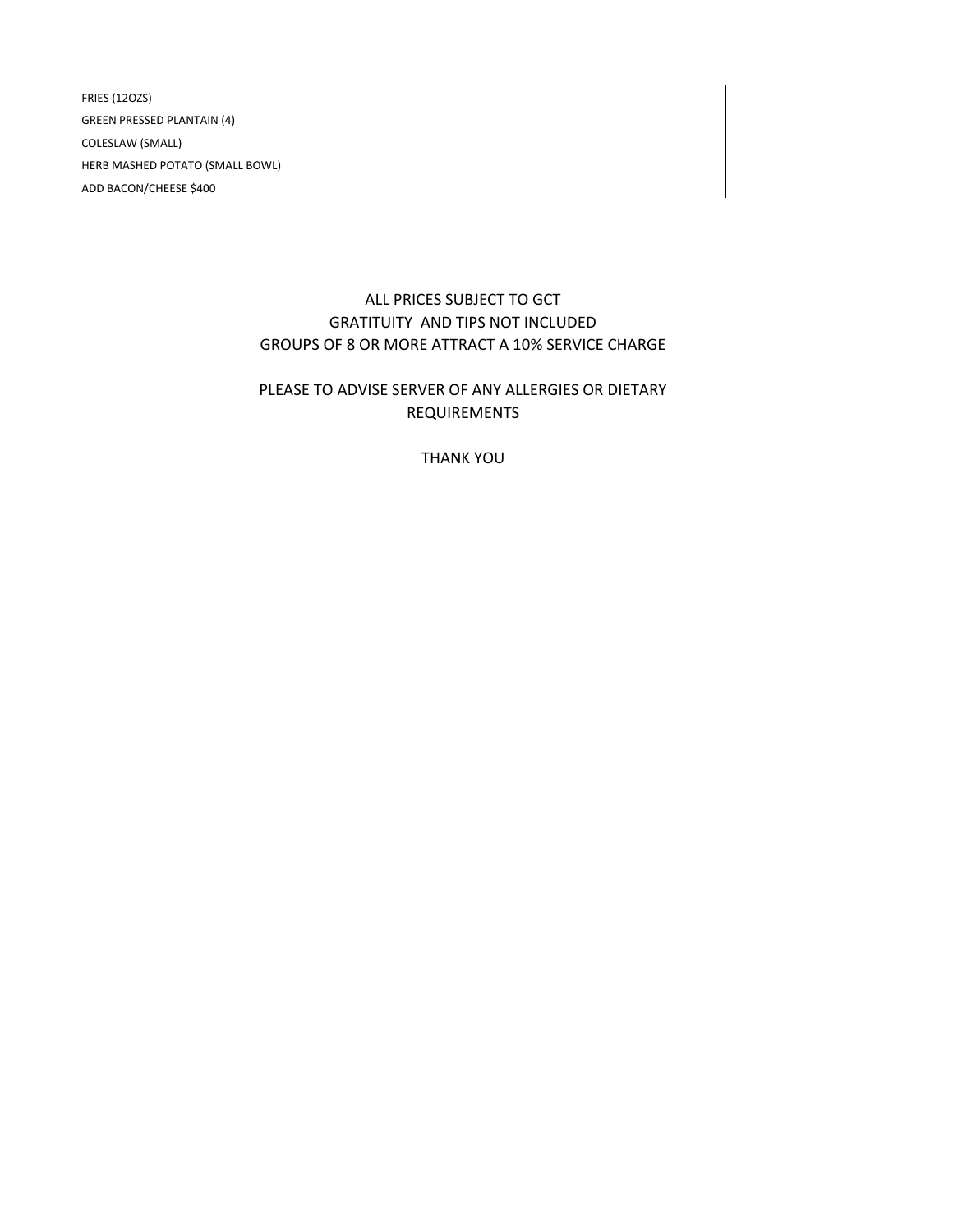FRIES (12OZS)

GREEN PRESSED PLANTAIN (4)

COLESLAW (SMALL)

HERB MASHED POTATO (SMALL BOWL)

ADD BACON/CHEESE $400

ALL PRICES SUBJECT TO GCT
GRATITUITY AND TIPS NOT INCLUDED
GROUPS OF 8 OR MORE ATTRACT A 10% SERVICE CHARGE

PLEASE TO ADVISE SERVER OF ANY ALLERGIES OR DIETARY REQUIREMENTS

THANK YOU